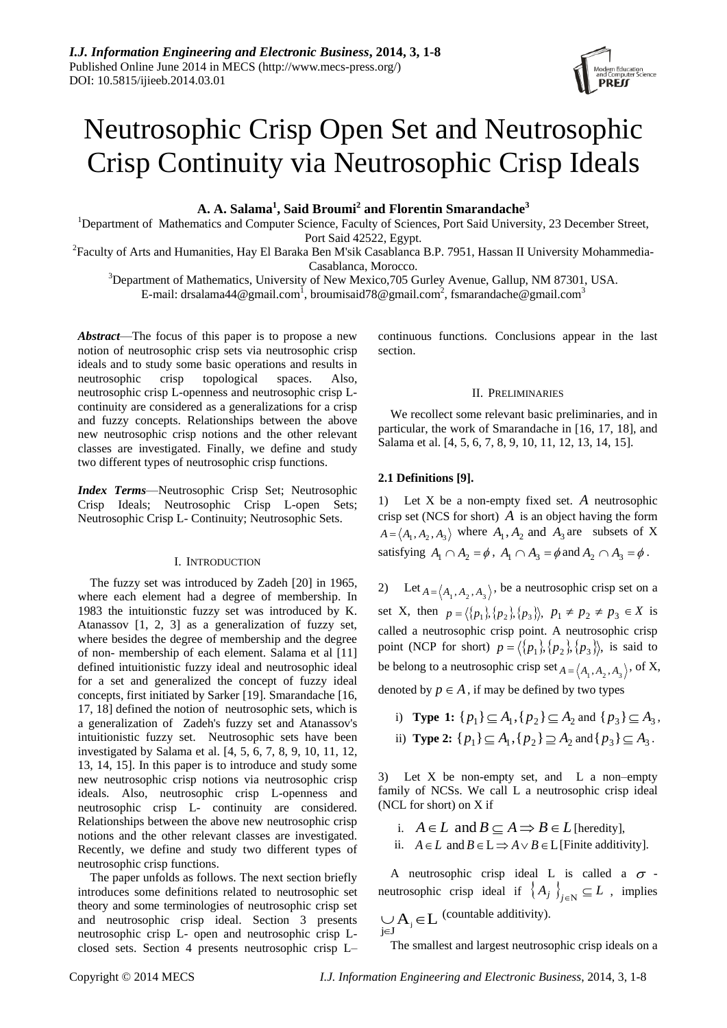# Neutrosophic Crisp Open Set and Neutrosophic Crisp Continuity via Neutrosophic Crisp Ideals

**A. A. Salama[1], Said Broumi[2] and Florentin Smarandache[3]**

[1]Department of Mathematics and Computer Science, Faculty of Sciences, Port Said University, 23 December Street, Port Said 42522, Egypt.

[2]Faculty of Arts and Humanities, Hay El Baraka Ben M'sik Casablanca B.P. 7951, Hassan II University Mohammedia-Casablanca, Morocco.

[3]Department of Mathematics, University of New Mexico,705 Gurley Avenue, Gallup, NM 87301, USA.

E-mail: drsalama44@gmail.com[1], broumisaid78@gmail.com[2], fsmarandache@gmail.com[3]

***Abstract***—The focus of this paper is to propose a new notion of neutrosophic crisp sets via neutrosophic crisp ideals and to study some basic operations and results in neutrosophic crisp topological spaces. Also, neutrosophic crisp L-openness and neutrosophic crisp L-continuity are considered as a generalizations for a crisp and fuzzy concepts. Relationships between the above new neutrosophic crisp notions and the other relevant classes are investigated. Finally, we define and study two different types of neutrosophic crisp functions.

***Index Terms***—Neutrosophic Crisp Set; Neutrosophic Crisp Ideals; Neutrosophic Crisp L-open Sets; Neutrosophic Crisp L- Continuity; Neutrosophic Sets.

## I. Introduction

The fuzzy set was introduced by Zadeh [20] in 1965, where each element had a degree of membership. In 1983 the intuitionstic fuzzy set was introduced by K. Atanassov [1, 2, 3] as a generalization of fuzzy set, where besides the degree of membership and the degree of non- membership of each element. Salama et al [11] defined intuitionistic fuzzy ideal and neutrosophic ideal for a set and generalized the concept of fuzzy ideal concepts, first initiated by Sarker [19]. Smarandache [16, 17, 18] defined the notion of neutrosophic sets, which is a generalization of Zadeh's fuzzy set and Atanassov's intuitionistic fuzzy set. Neutrosophic sets have been investigated by Salama et al. [4, 5, 6, 7, 8, 9, 10, 11, 12, 13, 14, 15]. In this paper is to introduce and study some new neutrosophic crisp notions via neutrosophic crisp ideals. Also, neutrosophic crisp L-openness and neutrosophic crisp L- continuity are considered. Relationships between the above new neutrosophic crisp notions and the other relevant classes are investigated. Recently, we define and study two different types of neutrosophic crisp functions.

The paper unfolds as follows. The next section briefly introduces some definitions related to neutrosophic set theory and some terminologies of neutrosophic crisp set and neutrosophic crisp ideal. Section 3 presents neutrosophic crisp L- open and neutrosophic crisp L-closed sets. Section 4 presents neutrosophic crisp L–continuous functions. Conclusions appear in the last section.

## II. Preliminaries

We recollect some relevant basic preliminaries, and in particular, the work of Smarandache in [16, 17, 18], and Salama et al. [4, 5, 6, 7, 8, 9, 10, 11, 12, 13, 14, 15].

### 2.1 Definitions [9].

1) Let X be a non-empty fixed set. $A$ neutrosophic crisp set (NCS for short) $A$ is an object having the form $A=\langle A_1, A_2, A_3\rangle$ where $A_1, A_2$ and $A_3$ are subsets of X satisfying $A_1 \cap A_2 = \phi$, $A_1 \cap A_3 = \phi$ and $A_2 \cap A_3 = \phi$.

2) Let $A=\langle A_1, A_2, A_3\rangle$, be a neutrosophic crisp set on a set X, then $p=\langle\{p_1\},\{p_2\},\{p_3\}\rangle$, $p_1 \neq p_2 \neq p_3 \in X$ is called a neutrosophic crisp point. A neutrosophic crisp point (NCP for short) $p=\langle\{p_1\},\{p_2\},\{p_3\}\rangle$, is said to be belong to a neutrosophic crisp set $A=\langle A_1, A_2, A_3\rangle$, of X, denoted by $p \in A$, if may be defined by two types

i) **Type 1:** $\{p_1\} \subseteq A_1, \{p_2\} \subseteq A_2$ and $\{p_3\} \subseteq A_3$,

ii) **Type 2:** $\{p_1\} \subseteq A_1, \{p_2\} \supseteq A_2$ and $\{p_3\} \subseteq A_3$.

3) Let X be non-empty set, and L a non–empty family of NCSs. We call L a neutrosophic crisp ideal (NCL for short) on X if

i. $A \in L$ and $B \subseteq A \Rightarrow B \in L$ [heredity],

ii. $A \in L$ and $B \in L \Rightarrow A \vee B \in L$ [Finite additivity].

A neutrosophic crisp ideal L is called a $\sigma$ -neutrosophic crisp ideal if $\{A_j\}_{j \in N} \subseteq L$, implies $\cup_{j \in J} A_j \in L$ (countable additivity).

The smallest and largest neutrosophic crisp ideals on a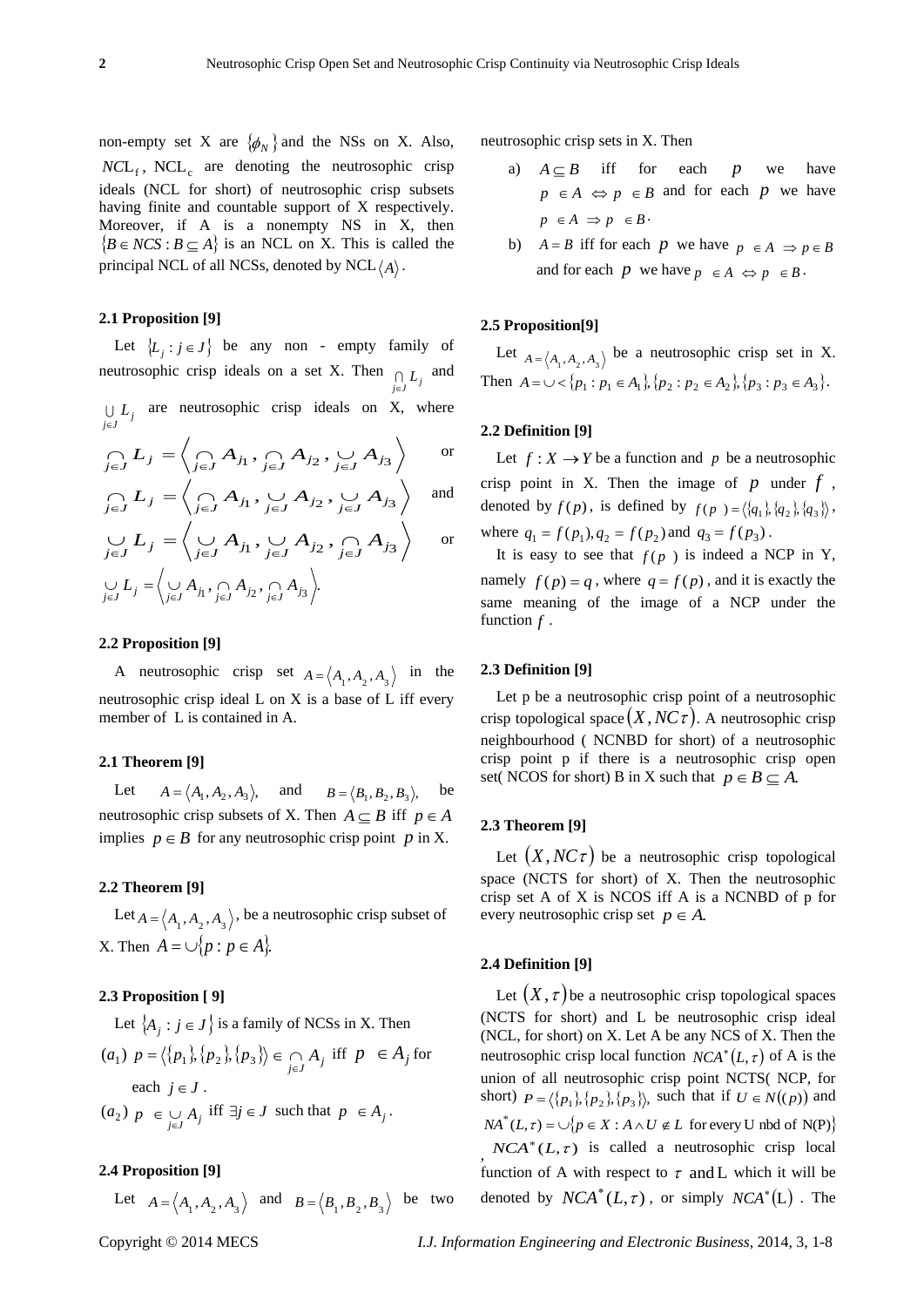non-empty set X are $\{\phi_N\}$ and the NSs on X. Also, $NCL_f$, $NCL_c$ are denoting the neutrosophic crisp ideals (NCL for short) of neutrosophic crisp subsets having finite and countable support of X respectively. Moreover, if A is a nonempty NS in X, then $\{B \in NCS : B \subseteq A\}$ is an NCL on X. This is called the principal NCL of all NCSs, denoted by $NCL\langle A \rangle$.

### 2.1 Proposition [9]

Let $\{L_j : j \in J\}$ be any non - empty family of neutrosophic crisp ideals on a set X. Then $\underset{j\in J}{\cap} L_j$ and $\underset{j\in J}{\cup} L_j$ are neutrosophic crisp ideals on X, where

$$\underset{j\in J}{\cap} L_j = \left\langle \underset{j\in J}{\cap} A_{j1}, \underset{j\in J}{\cap} A_{j2}, \underset{j\in J}{\cup} A_{j3} \right\rangle \quad \text{or}$$

$$\underset{j\in J}{\cap} L_j = \left\langle \underset{j\in J}{\cap} A_{j1}, \underset{j\in J}{\cup} A_{j2}, \underset{j\in J}{\cup} A_{j3} \right\rangle \quad \text{and}$$

$$\underset{j\in J}{\cup} L_j = \left\langle \underset{j\in J}{\cup} A_{j1}, \underset{j\in J}{\cup} A_{j2}, \underset{j\in J}{\cap} A_{j3} \right\rangle \quad \text{or}$$

$$\underset{j\in J}{\cup} L_j = \left\langle \underset{j\in J}{\cup} A_{j1}, \underset{j\in J}{\cap} A_{j2}, \underset{j\in J}{\cap} A_{j3} \right\rangle.$$

### 2.2 Proposition [9]

A neutrosophic crisp set $A = \langle A_1, A_2, A_3 \rangle$ in the neutrosophic crisp ideal L on X is a base of L iff every member of L is contained in A.

### 2.1 Theorem [9]

Let $A = \langle A_1, A_2, A_3 \rangle$, and $B = \langle B_1, B_2, B_3 \rangle$, be neutrosophic crisp subsets of X. Then $A \subseteq B$ iff $p \in A$ implies $p \in B$ for any neutrosophic crisp point $p$ in X.

### 2.2 Theorem [9]

Let $A = \langle A_1, A_2, A_3 \rangle$, be a neutrosophic crisp subset of X. Then $A = \cup\{p : p \in A\}$.

### 2.3 Proposition [ 9]

Let $\{A_j : j \in J\}$ is a family of NCSs in X. Then

$(a_1)$ $p = \langle \{p_1\}, \{p_2\}, \{p_3\} \rangle \in \underset{j\in J}{\cap} A_j$ iff $p \in A_j$ for each $j \in J$.

$(a_2)$ $p \in \underset{j\in J}{\cup} A_j$ iff $\exists j \in J$ such that $p \in A_j$.

### 2.4 Proposition [9]

Let $A = \langle A_1, A_2, A_3 \rangle$ and $B = \langle B_1, B_2, B_3 \rangle$ be two neutrosophic crisp sets in X. Then

a) $A \subseteq B$ iff for each $p$ we have $p \in A \Leftrightarrow p \in B$ and for each $p$ we have $p \in A \Rightarrow p \in B$.

b) $A = B$ iff for each $p$ we have $p \in A \Rightarrow p \in B$ and for each $p$ we have $p \in A \Leftrightarrow p \in B$.

### 2.5 Proposition[9]

Let $A = \langle A_1, A_2, A_3 \rangle$ be a neutrosophic crisp set in X. Then $A = \cup < \{p_1 : p_1 \in A_1\}, \{p_2 : p_2 \in A_2\}, \{p_3 : p_3 \in A_3\}$.

### 2.2 Definition [9]

Let $f : X \to Y$ be a function and $p$ be a neutrosophic crisp point in X. Then the image of $p$ under $f$, denoted by $f(p)$, is defined by $f(p) = \langle \{q_1\}, \{q_2\}, \{q_3\} \rangle$, where $q_1 = f(p_1), q_2 = f(p_2)$ and $q_3 = f(p_3)$.

It is easy to see that $f(p)$ is indeed a NCP in Y, namely $f(p) = q$, where $q = f(p)$, and it is exactly the same meaning of the image of a NCP under the function $f$.

### 2.3 Definition [9]

Let p be a neutrosophic crisp point of a neutrosophic crisp topological space $(X, NC\tau)$. A neutrosophic crisp neighbourhood ( NCNBD for short) of a neutrosophic crisp point p if there is a neutrosophic crisp open set( NCOS for short) B in X such that $p \in B \subseteq A$.

### 2.3 Theorem [9]

Let $(X, NC\tau)$ be a neutrosophic crisp topological space (NCTS for short) of X. Then the neutrosophic crisp set A of X is NCOS iff A is a NCNBD of p for every neutrosophic crisp set $p \in A$.

### 2.4 Definition [9]

Let $(X, \tau)$ be a neutrosophic crisp topological spaces (NCTS for short) and L be neutrosophic crisp ideal (NCL, for short) on X. Let A be any NCS of X. Then the neutrosophic crisp local function $NCA^*(L, \tau)$ of A is the union of all neutrosophic crisp point NCTS( NCP, for short) $P = \langle \{p_1\}, \{p_2\}, \{p_3\} \rangle$, such that if $U \in N((p))$ and $NA^*(L, \tau) = \cup\{p \in X : A \wedge U \notin L \text{ for every U nbd of N(P)}\}$, $NCA^*(L, \tau)$ is called a neutrosophic crisp local function of A with respect to $\tau$ and L which it will be denoted by $NCA^*(L, \tau)$, or simply $NCA^*(L)$. The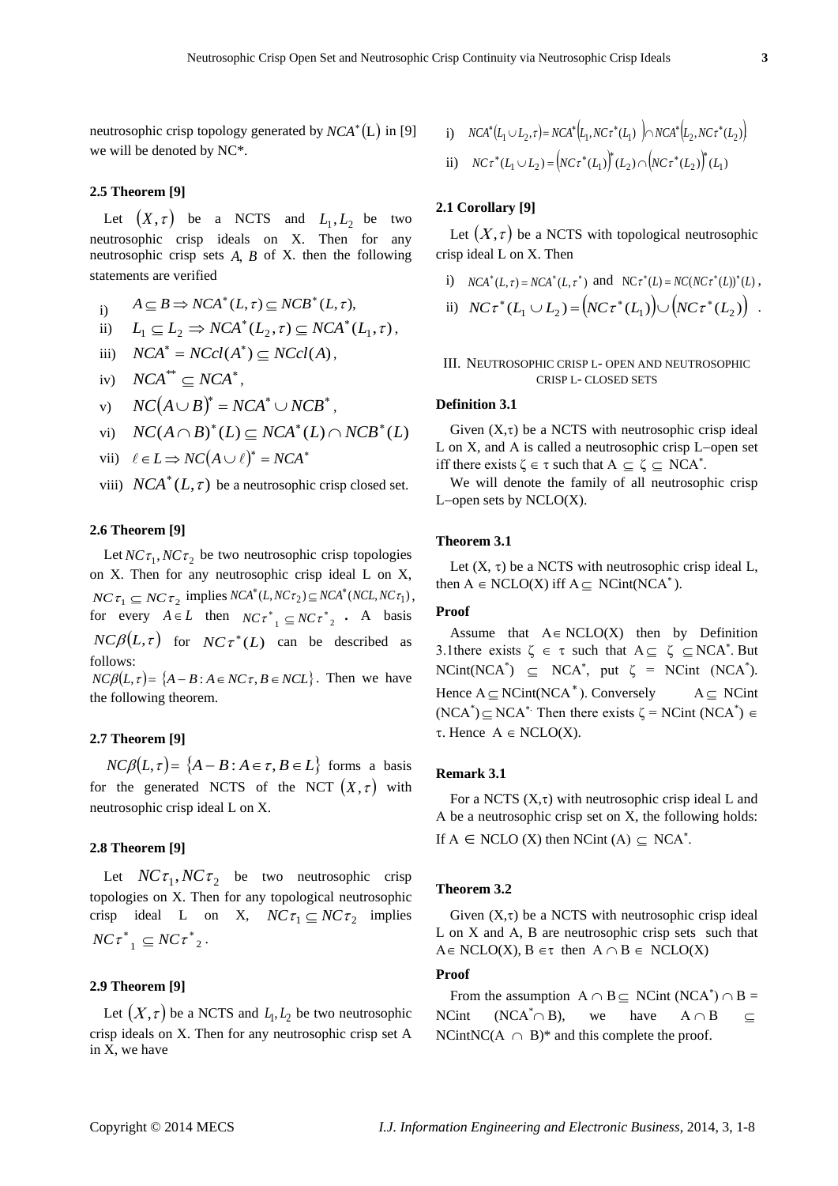neutrosophic crisp topology generated by $NCA^*(\text{L})$ in [9] we will be denoted by NC*.

### 2.5 Theorem [9]

Let $(X,\tau)$ be a NCTS and $L_1, L_2$ be two neutrosophic crisp ideals on X. Then for any neutrosophic crisp sets $A$, $B$ of X. then the following statements are verified

i) $A \subseteq B \Rightarrow NCA^*(L,\tau) \subseteq NCB^*(L,\tau)$,

ii) $L_1 \subseteq L_2 \Rightarrow NCA^*(L_2,\tau) \subseteq NCA^*(L_1,\tau)$,

iii) $NCA^* = NCcl(A^*) \subseteq NCcl(A)$,

iv) $NCA^{**} \subseteq NCA^*$,

v) $NC(A \cup B)^* = NCA^* \cup NCB^*$,

vi) $NC(A \cap B)^*(L) \subseteq NCA^*(L) \cap NCB^*(L)$

vii) $\ell \in L \Rightarrow NC(A \cup \ell)^* = NCA^*$

viii) $NCA^*(L,\tau)$ be a neutrosophic crisp closed set.

### 2.6 Theorem [9]

Let $NC\tau_1, NC\tau_2$ be two neutrosophic crisp topologies on X. Then for any neutrosophic crisp ideal L on X, $NC\tau_1 \subseteq NC\tau_2$ implies $NCA^*(L, NC\tau_2) \subseteq NCA^*(NCL, NC\tau_1)$, for every $A \in L$ then $NC\tau^*{}_1 \subseteq NC\tau^*{}_2$. A basis $NC\beta(L,\tau)$ for $NC\tau^*(L)$ can be described as follows:
$NC\beta(L,\tau) = \{A - B : A \in NC\tau, B \in NCL\}$. Then we have the following theorem.

### 2.7 Theorem [9]

$NC\beta(L,\tau) = \{A - B : A \in \tau, B \in L\}$ forms a basis for the generated NCTS of the NCT $(X,\tau)$ with neutrosophic crisp ideal L on X.

### 2.8 Theorem [9]

Let $NC\tau_1, NC\tau_2$ be two neutrosophic crisp topologies on X. Then for any topological neutrosophic crisp ideal L on X, $NC\tau_1 \subseteq NC\tau_2$ implies $NC\tau^*{}_1 \subseteq NC\tau^*{}_2$.

### 2.9 Theorem [9]

Let $(X,\tau)$ be a NCTS and $L_1, L_2$ be two neutrosophic crisp ideals on X. Then for any neutrosophic crisp set A in X, we have

i) $NCA^*(L_1 \cup L_2, \tau) = NCA^*\left(L_1, NC\tau^*(L_1)\right) \cap NCA^*\left(L_2, NC\tau^*(L_2)\right)$

ii) $NC\tau^*(L_1 \cup L_2) = \left(NC\tau^*(L_1)\right)^*(L_2) \cap \left(NC\tau^*(L_2)\right)^*(L_1)$

### 2.1 Corollary [9]

Let $(X,\tau)$ be a NCTS with topological neutrosophic crisp ideal L on X. Then

i) $NCA^*(L,\tau) = NCA^*(L,\tau^*)$ and $NC\tau^*(L) = NC(NC\tau^*(L))^*(L)$,

ii) $NC\tau^*(L_1 \cup L_2) = \left(NC\tau^*(L_1)\right) \cup \left(NC\tau^*(L_2)\right)$.

## III. Neutrosophic Crisp L- Open and Neutrosophic Crisp L- Closed Sets

### Definition 3.1

Given $(X,\tau)$ be a NCTS with neutrosophic crisp ideal L on X, and A is called a neutrosophic crisp L–open set iff there exists $\zeta \in \tau$ such that $A \subseteq \zeta \subseteq NCA^*$.

We will denote the family of all neutrosophic crisp L–open sets by NCLO(X).

### Theorem 3.1

Let $(X, \tau)$ be a NCTS with neutrosophic crisp ideal L, then $A \in$ NCLO(X) iff $A \subseteq$ NCint($NCA^*$).

### Proof

Assume that $A \in$ NCLO(X) then by Definition 3.1there exists $\zeta \in \tau$ such that $A \subseteq \zeta \subseteq NCA^*$. But NCint($NCA^*$) $\subseteq NCA^*$, put $\zeta$ = NCint ($NCA^*$). Hence $A \subseteq$ NCint($NCA^*$). Conversely $A \subseteq$ NCint ($NCA^*$) $\subseteq NCA^*$. Then there exists $\zeta$ = NCint ($NCA^*$) $\in \tau$. Hence $A \in$ NCLO(X).

### Remark 3.1

For a NCTS $(X,\tau)$ with neutrosophic crisp ideal L and A be a neutrosophic crisp set on X, the following holds: If $A \in$ NCLO (X) then NCint (A) $\subseteq NCA^*$.

### Theorem 3.2

Given $(X,\tau)$ be a NCTS with neutrosophic crisp ideal L on X and A, B are neutrosophic crisp sets such that $A \in$ NCLO(X), $B \in \tau$ then $A \cap B \in$ NCLO(X)

### Proof

From the assumption $A \cap B \subseteq$ NCint ($NCA^*$) $\cap$ B = NCint ($NCA^* \cap$ B), we have $A \cap B \subseteq$ NCintNC$(A \cap B)^*$ and this complete the proof.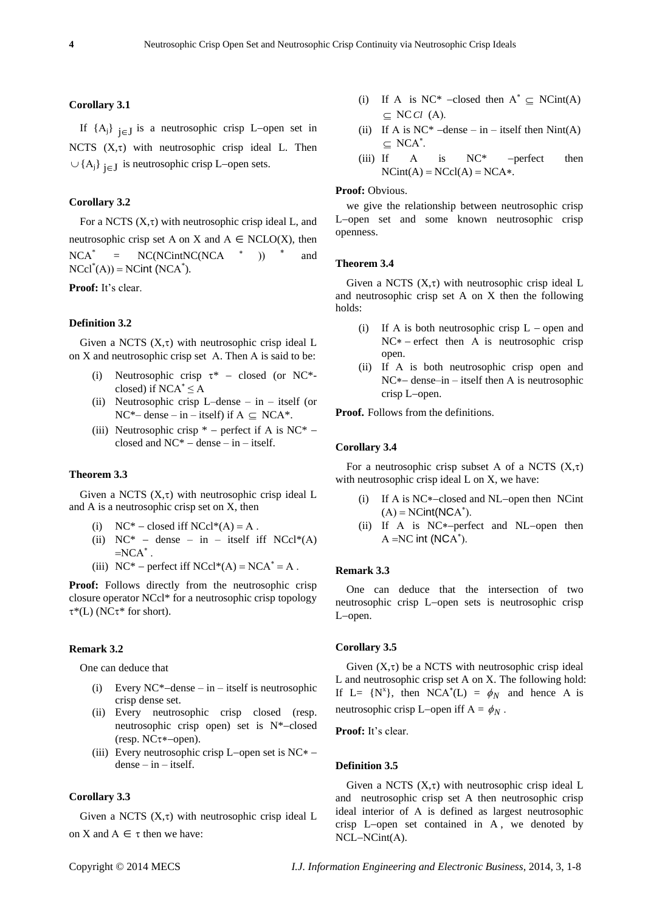### Corollary 3.1

If $\{A_j\}_{j \in J}$ is a neutrosophic crisp L–open set in NCTS $(X,\tau)$ with neutrosophic crisp ideal L. Then $\cup\{A_j\}_{j \in J}$ is neutrosophic crisp L–open sets.

### Corollary 3.2

For a NCTS $(X,\tau)$ with neutrosophic crisp ideal L, and neutrosophic crisp set A on X and $A \in NCLO(X)$, then $NCA^* = NC(NCintNC(NCA^*))^*$ and $NCcl^*(A)) = NCint(NCA^*)$.

**Proof:** It's clear.

### Definition 3.2

Given a NCTS $(X,\tau)$ with neutrosophic crisp ideal L on X and neutrosophic crisp set A. Then A is said to be:

(i) Neutrosophic crisp $\tau^*$ – closed (or NC*-closed) if $NCA^* \leq A$

(ii) Neutrosophic crisp L–dense – in – itself (or NC*– dense – in – itself) if $A \subseteq NCA^*$.

(iii) Neutrosophic crisp * – perfect if A is NC* – closed and NC* – dense – in – itself.

### Theorem 3.3

Given a NCTS $(X,\tau)$ with neutrosophic crisp ideal L and A is a neutrosophic crisp set on X, then

(i) NC* – closed iff $NCcl^*(A) = A$ .

(ii) NC* – dense – in – itself iff $NCcl^*(A) = NCA^*$ .

(iii) NC* – perfect iff $NCcl^*(A) = NCA^* = A$ .

**Proof:** Follows directly from the neutrosophic crisp closure operator NCcl* for a neutrosophic crisp topology $\tau^*(L)$ ($NC\tau^*$ for short).

### Remark 3.2

One can deduce that

(i) Every NC*–dense – in – itself is neutrosophic crisp dense set.

(ii) Every neutrosophic crisp closed (resp. neutrosophic crisp open) set is N*–closed (resp. $NC\tau^*$–open).

(iii) Every neutrosophic crisp L–open set is NC* – dense – in – itself.

### Corollary 3.3

Given a NCTS $(X,\tau)$ with neutrosophic crisp ideal L on X and $A \in \tau$ then we have:

(i) If A is NC* –closed then $A^* \subseteq NCint(A) \subseteq NCCl(A)$.

(ii) If A is NC* –dense – in – itself then $Nint(A) \subseteq NCA^*$.

(iii) If A is NC* –perfect then $NCint(A) = NCcl(A) = NCA^*$.

**Proof:** Obvious.

we give the relationship between neutrosophic crisp L–open set and some known neutrosophic crisp openness.

### Theorem 3.4

Given a NCTS $(X,\tau)$ with neutrosophic crisp ideal L and neutrosophic crisp set A on X then the following holds:

(i) If A is both neutrosophic crisp L – open and NC* – erfect then A is neutrosophic crisp open.

(ii) If A is both neutrosophic crisp open and NC*– dense–in – itself then A is neutrosophic crisp L–open.

**Proof.** Follows from the definitions.

### Corollary 3.4

For a neutrosophic crisp subset A of a NCTS $(X,\tau)$ with neutrosophic crisp ideal L on X, we have:

(i) If A is NC*–closed and NL–open then $NCint(A) = NCint(NCA^*)$.

(ii) If A is NC*–perfect and NL–open then $A = NCint(NCA^*)$.

### Remark 3.3

One can deduce that the intersection of two neutrosophic crisp L–open sets is neutrosophic crisp L–open.

### Corollary 3.5

Given $(X,\tau)$ be a NCTS with neutrosophic crisp ideal L and neutrosophic crisp set A on X. The following hold: If $L = \{N^x\}$, then $NCA^*(L) = \phi_N$ and hence A is neutrosophic crisp L–open iff $A = \phi_N$ .

**Proof:** It's clear.

### Definition 3.5

Given a NCTS $(X,\tau)$ with neutrosophic crisp ideal L and neutrosophic crisp set A then neutrosophic crisp ideal interior of A is defined as largest neutrosophic crisp L–open set contained in A , we denoted by NCL–NCint(A).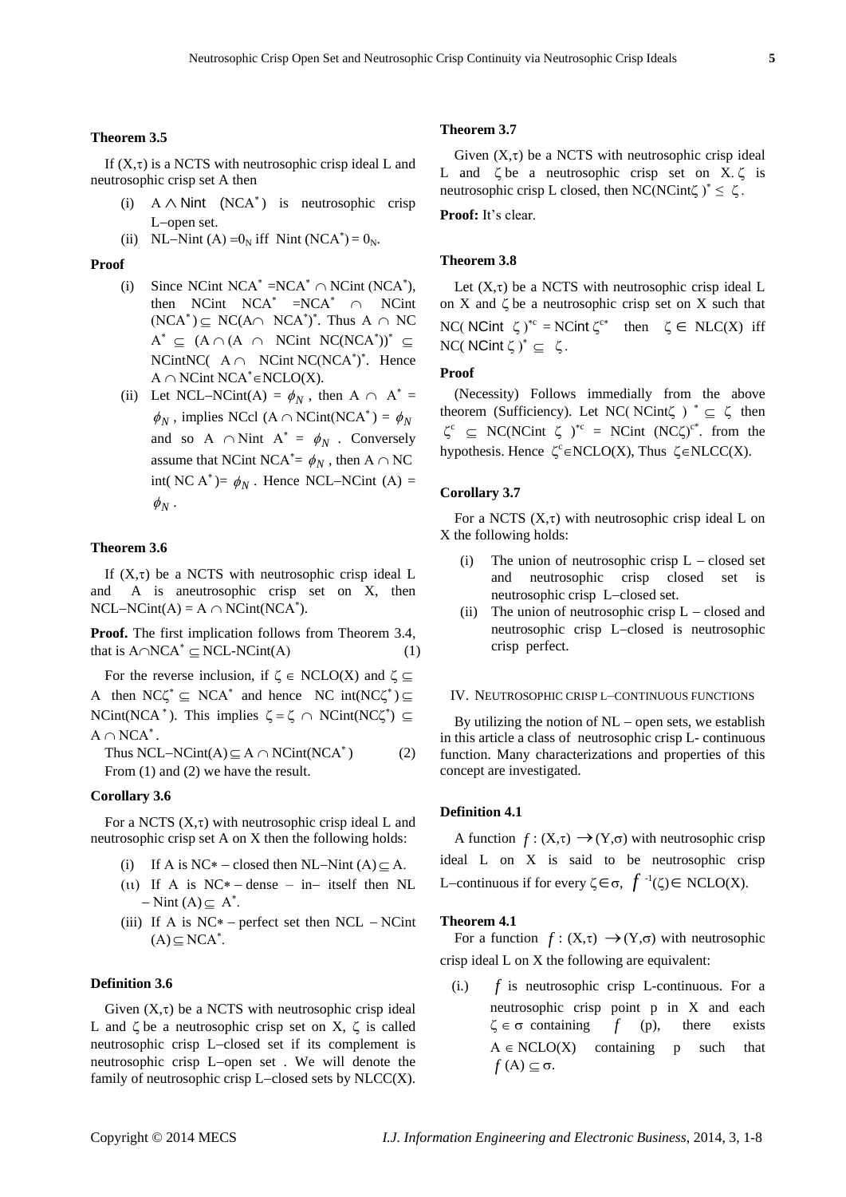### Theorem 3.5

If $(X,\tau)$ is a NCTS with neutrosophic crisp ideal L and neutrosophic crisp set A then

(i) $A \wedge$ Nint $(NCA^*)$ is neutrosophic crisp L–open set.

(ii) NL–Nint (A) $=0_N$ iff Nint $(NCA^*) = 0_N$.

**Proof**

(i) Since NCint $NCA^* = NCA^* \cap$ NCint $(NCA^*)$, then NCint $NCA^* = NCA^* \cap$ NCint $(NCA^*) \subseteq NC(A \cap NCA^*)^*$. Thus $A \cap NC\, A^* \subseteq (A \cap (A \cap$ NCint $NC(NCA^*))^* \subseteq$ NCintNC$(A \cap$ NCint $NC(NCA^*)^*$. Hence $A \cap$ NCint $NCA^* \in$ NCLO(X).

(ii) Let NCL–NCint(A) $= \phi_N$, then $A \cap A^* = \phi_N$, implies NCcl $(A \cap$ NCint$(NCA^*) = \phi_N$ and so $A \cap$ Nint $A^* = \phi_N$. Conversely assume that NCint $NCA^* = \phi_N$, then $A \cap NC$ int$(NC\, A^*) = \phi_N$. Hence NCL–NCint (A) $= \phi_N$.

### Theorem 3.6

If $(X,\tau)$ be a NCTS with neutrosophic crisp ideal L and A is aneutrosophic crisp set on X, then NCL–NCint(A) $= A \cap$ NCint$(NCA^*)$.

**Proof.** The first implication follows from Theorem 3.4, that is $A \cap NCA^* \subseteq$ NCL-NCint(A) (1)

For the reverse inclusion, if $\zeta \in$ NCLO(X) and $\zeta \subseteq A$ then $NC\zeta^* \subseteq NCA^*$ and hence NC int$(NC\zeta^*) \subseteq$ NCint$(NCA^*)$. This implies $\zeta = \zeta \cap$ NCint$(NC\zeta^*) \subseteq A \cap NCA^*$.

Thus NCL–NCint(A) $\subseteq A \cap$ NCint$(NCA^*)$ (2)

From (1) and (2) we have the result.

### Corollary 3.6

For a NCTS $(X,\tau)$ with neutrosophic crisp ideal L and neutrosophic crisp set A on X then the following holds:

(i) If A is NC$*$ – closed then NL–Nint (A) $\subseteq$ A.

(ii) If A is NC$*$ – dense – in– itself then NL – Nint (A) $\subseteq A^*$.

(iii) If A is NC$*$ – perfect set then NCL – NCint (A) $\subseteq NCA^*$.

### Definition 3.6

Given $(X,\tau)$ be a NCTS with neutrosophic crisp ideal L and $\zeta$ be a neutrosophic crisp set on X, $\zeta$ is called neutrosophic crisp L–closed set if its complement is neutrosophic crisp L–open set . We will denote the family of neutrosophic crisp L–closed sets by NLCC(X).

### Theorem 3.7

Given $(X,\tau)$ be a NCTS with neutrosophic crisp ideal L and $\zeta$ be a neutrosophic crisp set on X. $\zeta$ is neutrosophic crisp L closed, then NC(NCint$\zeta)^* \leq \zeta$.

**Proof:** It's clear.

### Theorem 3.8

Let $(X,\tau)$ be a NCTS with neutrosophic crisp ideal L on X and $\zeta$ be a neutrosophic crisp set on X such that NC( NCint $\zeta)^{*c} =$ NCint $\zeta^{c*}$ then $\zeta \in$ NLC(X) iff NC( NCint $\zeta)^* \subseteq \zeta$.

**Proof**

(Necessity) Follows immedially from the above theorem (Sufficiency). Let NC( NCint$\zeta$ ) $^* \subseteq \zeta$ then $\zeta^c \subseteq$ NC(NCint $\zeta)^{*c}$ = NCint $(NC\zeta)^{c*}$. from the hypothesis. Hence $\zeta^c \in$NCLO(X), Thus $\zeta \in$NLCC(X).

### Corollary 3.7

For a NCTS $(X,\tau)$ with neutrosophic crisp ideal L on X the following holds:

(i) The union of neutrosophic crisp L – closed set and neutrosophic crisp closed set is neutrosophic crisp L–closed set.

(ii) The union of neutrosophic crisp L – closed and neutrosophic crisp L–closed is neutrosophic crisp perfect.

## IV. Neutrosophic crisp L–continuous functions

By utilizing the notion of NL – open sets, we establish in this article a class of neutrosophic crisp L- continuous function. Many characterizations and properties of this concept are investigated.

### Definition 4.1

A function $f : (X,\tau) \rightarrow (Y,\sigma)$ with neutrosophic crisp ideal L on X is said to be neutrosophic crisp L–continuous if for every $\zeta \in \sigma$, $f^{-1}(\zeta) \in$ NCLO(X).

### Theorem 4.1

For a function $f : (X,\tau) \rightarrow (Y,\sigma)$ with neutrosophic crisp ideal L on X the following are equivalent:

(i.) $f$ is neutrosophic crisp L-continuous. For a neutrosophic crisp point p in X and each $\zeta \in \sigma$ containing $f$ (p), there exists $A \in$ NCLO(X) containing p such that $f(A) \subseteq \sigma$.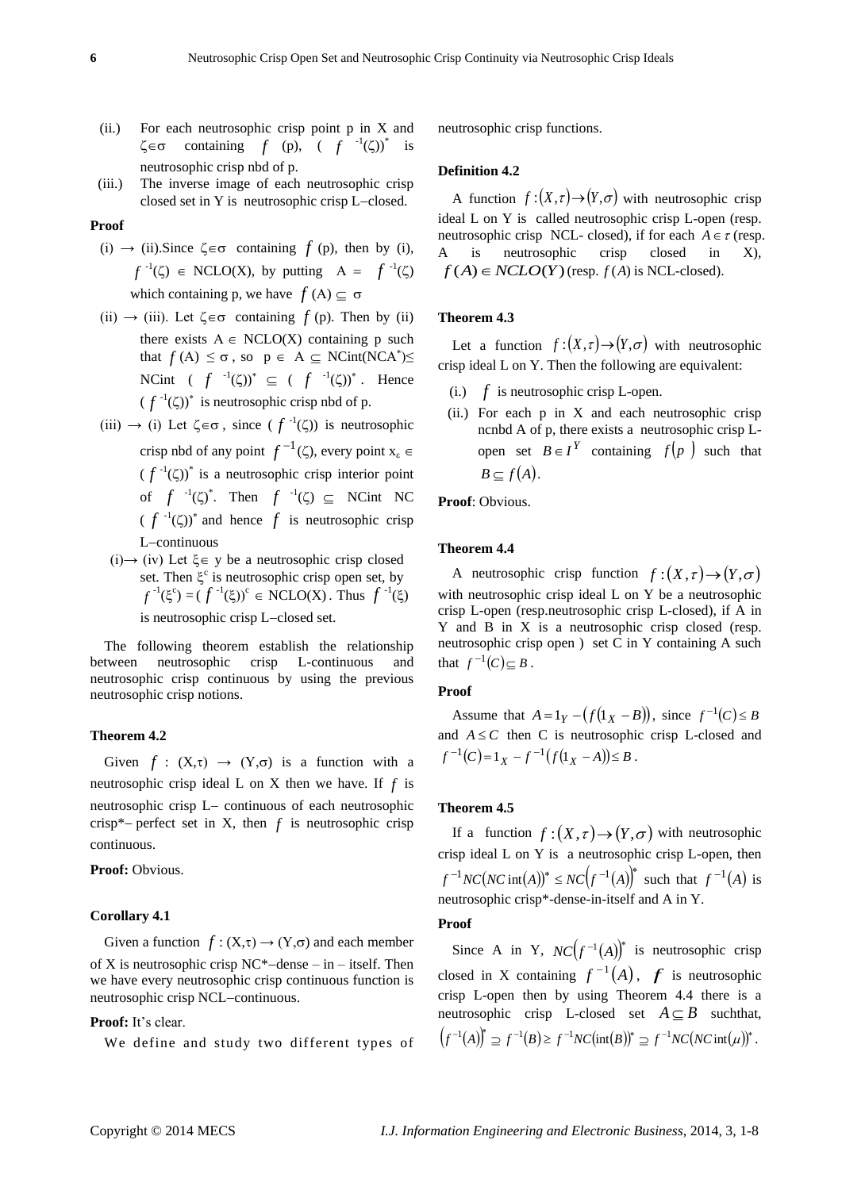(ii.) For each neutrosophic crisp point p in X and $\zeta \in \sigma$ containing $f$ (p), $(f^{-1}(\zeta))^*$ is neutrosophic crisp nbd of p.

(iii.) The inverse image of each neutrosophic crisp closed set in Y is neutrosophic crisp L–closed.

**Proof**

(i) → (ii).Since $\zeta \in \sigma$ containing $f$ (p), then by (i), $f^{-1}(\zeta) \in$ NCLO(X), by putting $A = f^{-1}(\zeta)$ which containing p, we have $f(A) \subseteq \sigma$

(ii) → (iii). Let $\zeta \in \sigma$ containing $f$ (p). Then by (ii) there exists $A \in$ NCLO(X) containing p such that $f(A) \leq \sigma$, so $p \in A \subseteq$ NCint(NCA$^*$)$\leq$ NCint $(f^{-1}(\zeta))^* \subseteq (f^{-1}(\zeta))^*$. Hence $(f^{-1}(\zeta))^*$ is neutrosophic crisp nbd of p.

(iii) → (i) Let $\zeta \in \sigma$, since $(f^{-1}(\zeta))$ is neutrosophic crisp nbd of any point $f^{-1}(\zeta)$, every point $x_\varepsilon \in (f^{-1}(\zeta))^*$ is a neutrosophic crisp interior point of $f^{-1}(\zeta)^*$. Then $f^{-1}(\zeta) \subseteq$ NCint NC $(f^{-1}(\zeta))^*$ and hence $f$ is neutrosophic crisp L–continuous

(i)→ (iv) Let $\xi \in$ y be a neutrosophic crisp closed set. Then $\xi^c$ is neutrosophic crisp open set, by $f^{-1}(\xi^c) = (f^{-1}(\xi))^c \in$ NCLO(X). Thus $f^{-1}(\xi)$ is neutrosophic crisp L–closed set.

The following theorem establish the relationship between neutrosophic crisp L-continuous and neutrosophic crisp continuous by using the previous neutrosophic crisp notions.

**Theorem 4.2**

Given $f$ : $(X,\tau) \rightarrow (Y,\sigma)$ is a function with a neutrosophic crisp ideal L on X then we have. If $f$ is neutrosophic crisp L– continuous of each neutrosophic crisp*– perfect set in X, then $f$ is neutrosophic crisp continuous.

**Proof:** Obvious.

**Corollary 4.1**

Given a function $f : (X,\tau) \rightarrow (Y,\sigma)$ and each member of X is neutrosophic crisp NC*–dense – in – itself. Then we have every neutrosophic crisp continuous function is neutrosophic crisp NCL–continuous.

**Proof:** It's clear.

We define and study two different types of neutrosophic crisp functions.

**Definition 4.2**

A function $f:(X,\tau)\rightarrow(Y,\sigma)$ with neutrosophic crisp ideal L on Y is called neutrosophic crisp L-open (resp. neutrosophic crisp NCL- closed), if for each $A \in \tau$ (resp. A is neutrosophic crisp closed in X), $f(A) \in NCLO(Y)$ (resp. $f(A)$ is NCL-closed).

**Theorem 4.3**

Let a function $f:(X,\tau)\rightarrow(Y,\sigma)$ with neutrosophic crisp ideal L on Y. Then the following are equivalent:

(i.) $f$ is neutrosophic crisp L-open.

(ii.) For each p in X and each neutrosophic crisp ncnbd A of p, there exists a neutrosophic crisp L-open set $B \in I^Y$ containing $f(p)$ such that $B \subseteq f(A)$.

**Proof**: Obvious.

**Theorem 4.4**

A neutrosophic crisp function $f:(X,\tau)\rightarrow(Y,\sigma)$ with neutrosophic crisp ideal L on Y be a neutrosophic crisp L-open (resp.neutrosophic crisp L-closed), if A in Y and B in X is a neutrosophic crisp closed (resp. neutrosophic crisp open ) set C in Y containing A such that $f^{-1}(C) \subseteq B$.

**Proof**

Assume that $A = 1_Y - \left(f\left(1_X - B\right)\right)$, since $f^{-1}(C) \leq B$ and $A \leq C$ then C is neutrosophic crisp L-closed and $f^{-1}(C) = 1_X - f^{-1}\left(f\left(1_X - A\right)\right) \leq B$.

**Theorem 4.5**

If a function $f:(X,\tau)\rightarrow(Y,\sigma)$ with neutrosophic crisp ideal L on Y is a neutrosophic crisp L-open, then $f^{-1}NC(NC\operatorname{int}(A))^* \leq NC\left(f^{-1}(A)\right)^*$ such that $f^{-1}(A)$ is neutrosophic crisp*-dense-in-itself and A in Y.

**Proof**

Since A in Y, $NC\left(f^{-1}(A)\right)^*$ is neutrosophic crisp closed in X containing $f^{-1}(A)$, $f$ is neutrosophic crisp L-open then by using Theorem 4.4 there is a neutrosophic crisp L-closed set $A \subseteq B$ suchthat, $\left(f^{-1}(A)\right)^* \supseteq f^{-1}(B) \geq f^{-1}NC(\operatorname{int}(B))^* \supseteq f^{-1}NC(NC\operatorname{int}(\mu))^*$.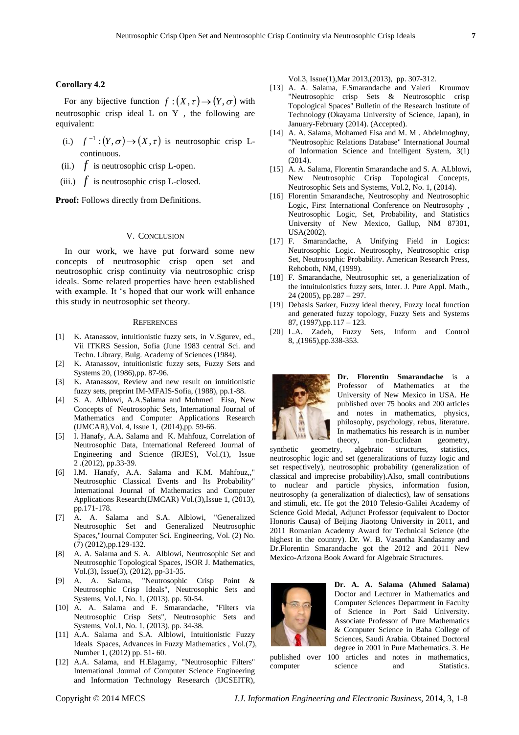**Corollary 4.2**

For any bijective function $f:(X,\tau)\rightarrow(Y,\sigma)$ with neutrosophic crisp ideal L on Y , the following are equivalent:

(i.) $f^{-1}:(Y,\sigma)\rightarrow(X,\tau)$ is neutrosophic crisp L-continuous.

(ii.) $f$ is neutrosophic crisp L-open.

(iii.) $f$ is neutrosophic crisp L-closed.

**Proof:** Follows directly from Definitions.

## V. CONCLUSION

In our work, we have put forward some new concepts of neutrosophic crisp open set and neutrosophic crisp continuity via neutrosophic crisp ideals. Some related properties have been established with example. It 's hoped that our work will enhance this study in neutrosophic set theory.

## REFERENCES

[1] K. Atanassov, intuitionistic fuzzy sets, in V.Sgurev, ed., Vii ITKRS Session, Sofia (June 1983 central Sci. and Techn. Library, Bulg. Academy of Sciences (1984).

[2] K. Atanassov, intuitionistic fuzzy sets, Fuzzy Sets and Systems 20, (1986),pp. 87-96.

[3] K. Atanassov, Review and new result on intuitionistic fuzzy sets, preprint IM-MFAIS-Sofia, (1988), pp.1-88.

[4] S. A. Alblowi, A.A.Salama and Mohmed Eisa, New Concepts of Neutrosophic Sets, International Journal of Mathematics and Computer Applications Research (IJMCAR),Vol. 4, Issue 1, (2014),pp. 59-66.

[5] I. Hanafy, A.A. Salama and K. Mahfouz, Correlation of Neutrosophic Data, International Refereed Journal of Engineering and Science (IRJES), Vol.(1), Issue 2 .(2012), pp.33-39.

[6] I.M. Hanafy, A.A. Salama and K.M. Mahfouz,," Neutrosophic Classical Events and Its Probability" International Journal of Mathematics and Computer Applications Research(IJMCAR) Vol.(3),Issue 1, (2013), pp.171-178.

[7] A. A. Salama and S.A. Alblowi, "Generalized Neutrosophic Set and Generalized Neutrosophic Spaces,"Journal Computer Sci. Engineering, Vol. (2) No. (7) (2012),pp.129-132.

[8] A. A. Salama and S. A. Alblowi, Neutrosophic Set and Neutrosophic Topological Spaces, ISOR J. Mathematics, Vol.(3), Issue(3), (2012), pp-31-35.

[9] A. A. Salama, "Neutrosophic Crisp Point & Neutrosophic Crisp Ideals", Neutrosophic Sets and Systems, Vol.1, No. 1, (2013), pp. 50-54.

[10] A. A. Salama and F. Smarandache, "Filters via Neutrosophic Crisp Sets", Neutrosophic Sets and Systems, Vol.1, No. 1, (2013), pp. 34-38.

[11] A.A. Salama and S.A. Alblowi, Intuitionistic Fuzzy Ideals Spaces, Advances in Fuzzy Mathematics , Vol.(7), Number 1, (2012) pp. 51- 60.

[12] A.A. Salama, and H.Elagamy, "Neutrosophic Filters" International Journal of Computer Science Engineering and Information Technology Reseearch (IJCSEITR), Vol.3, Issue(1),Mar 2013,(2013), pp. 307-312.

[13] A. A. Salama, F.Smarandache and Valeri Kroumov "Neutrosophic crisp Sets & Neutrosophic crisp Topological Spaces" Bulletin of the Research Institute of Technology (Okayama University of Science, Japan), in January-February (2014). (Accepted).

[14] A. A. Salama, Mohamed Eisa and M. M . Abdelmoghny, "Neutrosophic Relations Database" International Journal of Information Science and Intelligent System, 3(1) (2014).

[15] A. A. Salama, Florentin Smarandache and S. A. ALblowi, New Neutrosophic Crisp Topological Concepts, Neutrosophic Sets and Systems, Vol.2, No. 1, (2014).

[16] Florentin Smarandache, Neutrosophy and Neutrosophic Logic, First International Conference on Neutrosophy , Neutrosophic Logic, Set, Probability, and Statistics University of New Mexico, Gallup, NM 87301, USA(2002).

[17] F. Smarandache, A Unifying Field in Logics: Neutrosophic Logic. Neutrosophy, Neutrosophic crisp Set, Neutrosophic Probability. American Research Press, Rehoboth, NM, (1999).

[18] F. Smarandache, Neutrosophic set, a generialization of the intuituionistics fuzzy sets, Inter. J. Pure Appl. Math., 24 (2005), pp.287 – 297.

[19] Debasis Sarker, Fuzzy ideal theory, Fuzzy local function and generated fuzzy topology, Fuzzy Sets and Systems 87, (1997),pp.117 – 123.

[20] L.A. Zadeh, Fuzzy Sets, Inform and Control 8, ,(1965),pp.338-353.

**Dr. Florentin Smarandache** is a Professor of Mathematics at the University of New Mexico in USA. He published over 75 books and 200 articles and notes in mathematics, physics, philosophy, psychology, rebus, literature. In mathematics his research is in number theory, non-Euclidean geometry, synthetic geometry, algebraic structures, statistics, neutrosophic logic and set (generalizations of fuzzy logic and set respectively), neutrosophic probability (generalization of classical and imprecise probability).Also, small contributions to nuclear and particle physics, information fusion, neutrosophy (a generalization of dialectics), law of sensations and stimuli, etc. He got the 2010 Telesio-Galilei Academy of Science Gold Medal, Adjunct Professor (equivalent to Doctor Honoris Causa) of Beijing Jiaotong University in 2011, and 2011 Romanian Academy Award for Technical Science (the highest in the country). Dr. W. B. Vasantha Kandasamy and Dr.Florentin Smarandache got the 2012 and 2011 New Mexico-Arizona Book Award for Algebraic Structures.

**Dr. A. A. Salama (Ahmed Salama)** Doctor and Lecturer in Mathematics and Computer Sciences Department in Faculty of Science in Port Said University. Associate Professor of Pure Mathematics & Computer Science in Baha College of Sciences, Saudi Arabia. Obtained Doctoral degree in 2001 in Pure Mathematics. 3. He published over 100 articles and notes in mathematics, computer science and Statistics.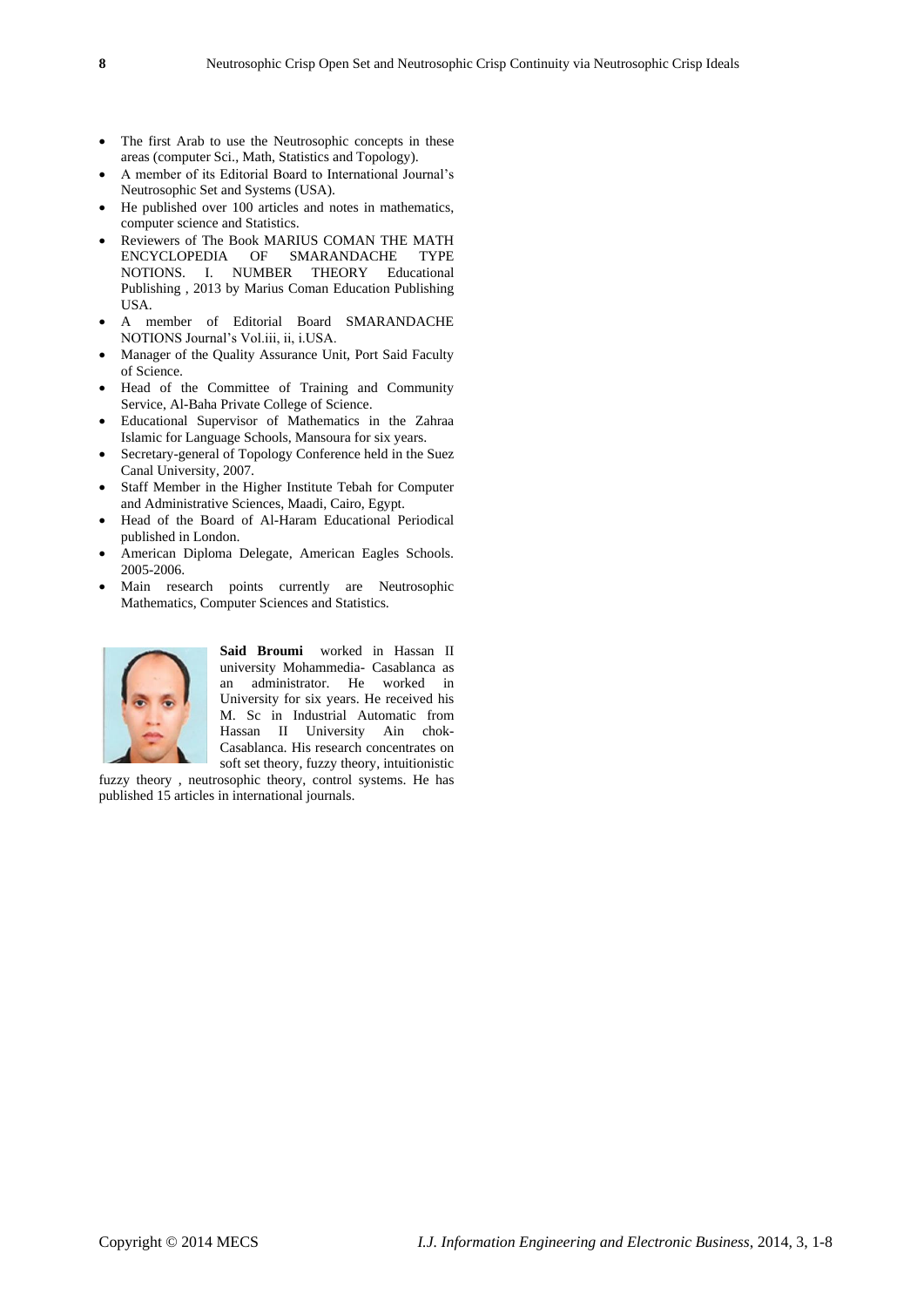- The first Arab to use the Neutrosophic concepts in these areas (computer Sci., Math, Statistics and Topology).
- A member of its Editorial Board to International Journal's Neutrosophic Set and Systems (USA).
- He published over 100 articles and notes in mathematics, computer science and Statistics.
- Reviewers of The Book MARIUS COMAN THE MATH ENCYCLOPEDIA OF SMARANDACHE TYPE NOTIONS. I. NUMBER THEORY Educational Publishing , 2013 by Marius Coman Education Publishing USA.
- A member of Editorial Board SMARANDACHE NOTIONS Journal's Vol.iii, ii, i.USA.
- Manager of the Quality Assurance Unit, Port Said Faculty of Science.
- Head of the Committee of Training and Community Service, Al-Baha Private College of Science.
- Educational Supervisor of Mathematics in the Zahraa Islamic for Language Schools, Mansoura for six years.
- Secretary-general of Topology Conference held in the Suez Canal University, 2007.
- Staff Member in the Higher Institute Tebah for Computer and Administrative Sciences, Maadi, Cairo, Egypt.
- Head of the Board of Al-Haram Educational Periodical published in London.
- American Diploma Delegate, American Eagles Schools. 2005-2006.
- Main research points currently are Neutrosophic Mathematics, Computer Sciences and Statistics.

**Said Broumi** worked in Hassan II university Mohammedia- Casablanca as an administrator. He worked in University for six years. He received his M. Sc in Industrial Automatic from Hassan II University Ain chok-Casablanca. His research concentrates on soft set theory, fuzzy theory, intuitionistic fuzzy theory , neutrosophic theory, control systems. He has published 15 articles in international journals.